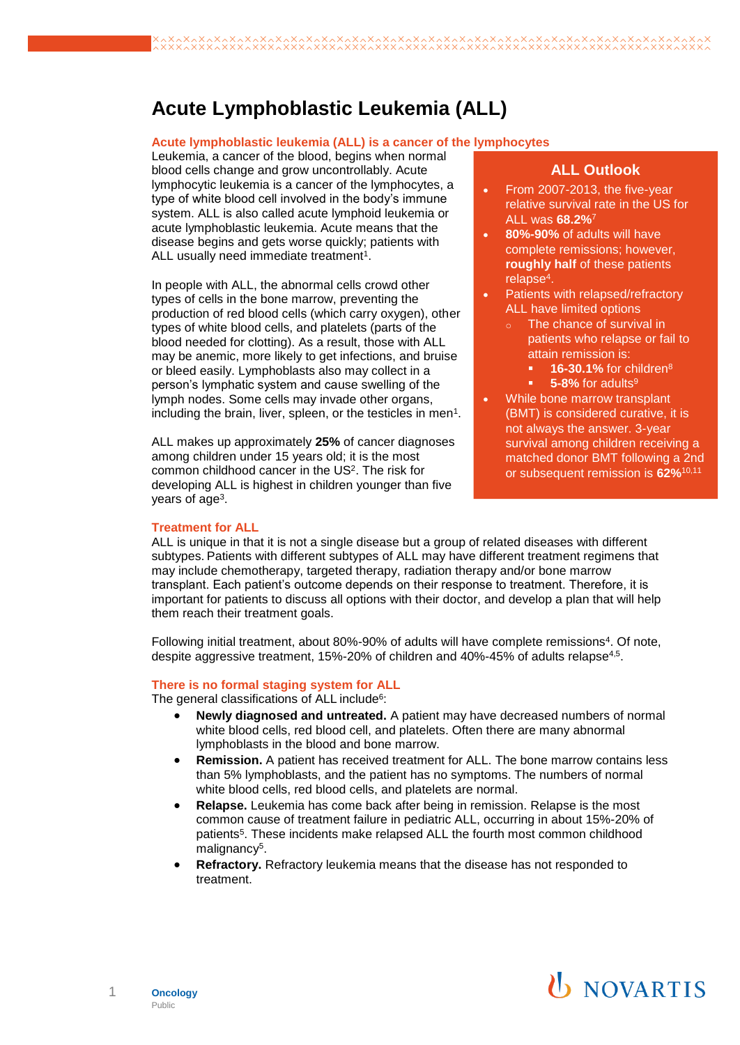# Acute Lymphoblastic Leukemia (ALL)

## Acute lymphoblastic leukemia (ALL) is a cancer of the lymphocytes

Leukemia, a cancer of the blood, begins when normal blood cells change and grow uncontrollably. Acute lymphocytic leukemia is a cancer of the lymphocytes, a type of white blood cell involved in the body's immune system. ALL is also called acute lymphoid leukemia or acute lymphoblastic leukemia. Acute means that the disease begins and gets worse quickly; patients with ALL usually need immediate treatment[1].

In people with ALL, the abnormal cells crowd other types of cells in the bone marrow, preventing the production of red blood cells (which carry oxygen), other types of white blood cells, and platelets (parts of the blood needed for clotting). As a result, those with ALL may be anemic, more likely to get infections, and bruise or bleed easily. Lymphoblasts also may collect in a person's lymphatic system and cause swelling of the lymph nodes. Some cells may invade other organs, including the brain, liver, spleen, or the testicles in men[1].

ALL makes up approximately **25%** of cancer diagnoses among children under 15 years old; it is the most common childhood cancer in the US[2]. The risk for developing ALL is highest in children younger than five years of age[3].

### ALL Outlook

- From 2007-2013, the five-year relative survival rate in the US for ALL was **68.2%**[7]
- **80%-90%** of adults will have complete remissions; however, **roughly half** of these patients relapse[4].
- Patients with relapsed/refractory ALL have limited options
  - The chance of survival in patients who relapse or fail to attain remission is:
    - **16-30.1%** for children[8]
    - **5-8%** for adults[9]
- While bone marrow transplant (BMT) is considered curative, it is not always the answer. 3-year survival among children receiving a matched donor BMT following a 2nd or subsequent remission is **62%**[10,11]

## Treatment for ALL

ALL is unique in that it is not a single disease but a group of related diseases with different subtypes. Patients with different subtypes of ALL may have different treatment regimens that may include chemotherapy, targeted therapy, radiation therapy and/or bone marrow transplant. Each patient's outcome depends on their response to treatment. Therefore, it is important for patients to discuss all options with their doctor, and develop a plan that will help them reach their treatment goals.

Following initial treatment, about 80%-90% of adults will have complete remissions[4]. Of note, despite aggressive treatment, 15%-20% of children and 40%-45% of adults relapse[4,5].

## There is no formal staging system for ALL

The general classifications of ALL include[6]:

- **Newly diagnosed and untreated.** A patient may have decreased numbers of normal white blood cells, red blood cell, and platelets. Often there are many abnormal lymphoblasts in the blood and bone marrow.
- **Remission.** A patient has received treatment for ALL. The bone marrow contains less than 5% lymphoblasts, and the patient has no symptoms. The numbers of normal white blood cells, red blood cells, and platelets are normal.
- **Relapse.** Leukemia has come back after being in remission. Relapse is the most common cause of treatment failure in pediatric ALL, occurring in about 15%-20% of patients[5]. These incidents make relapsed ALL the fourth most common childhood malignancy[5].
- **Refractory.** Refractory leukemia means that the disease has not responded to treatment.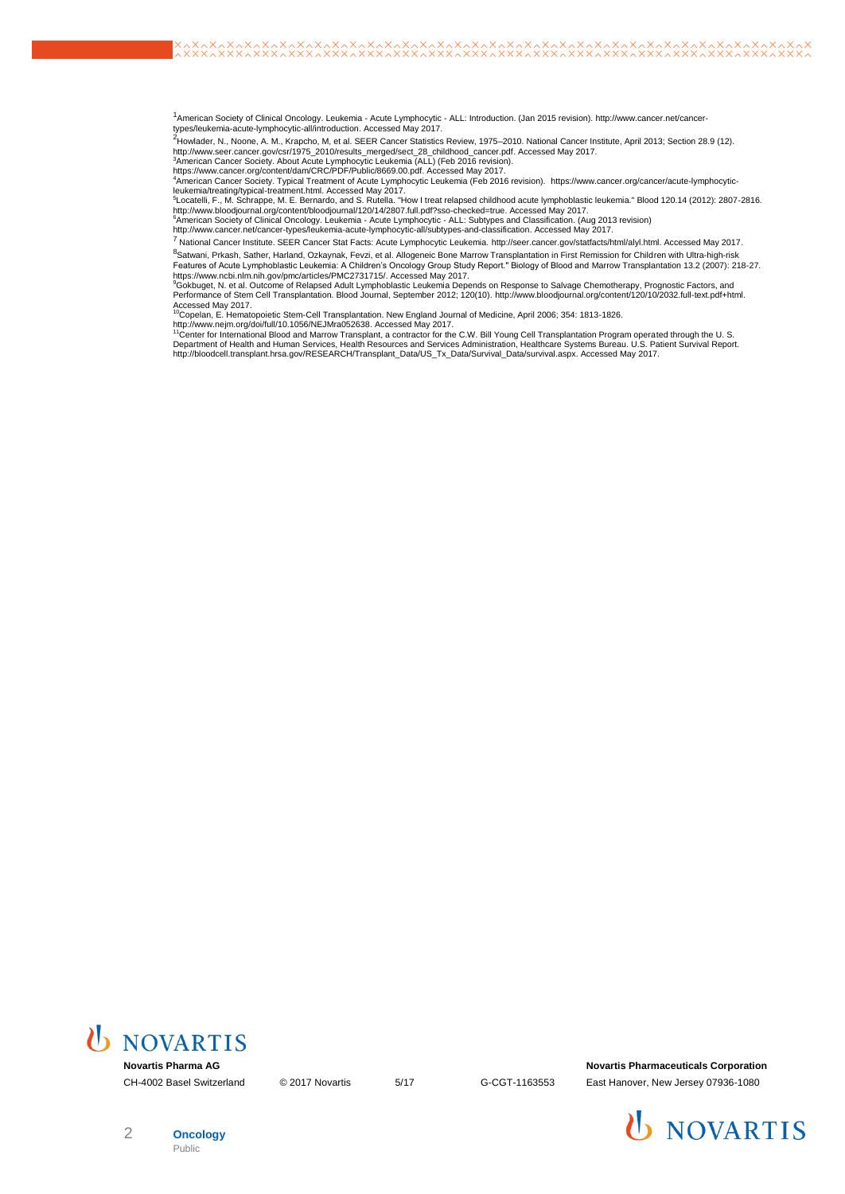[1]American Society of Clinical Oncology. Leukemia - Acute Lymphocytic - ALL: Introduction. (Jan 2015 revision). http://www.cancer.net/cancer-types/leukemia-acute-lymphocytic-all/introduction. Accessed May 2017.

[2]Howlader, N., Noone, A. M., Krapcho, M, et al. SEER Cancer Statistics Review, 1975–2010. National Cancer Institute, April 2013; Section 28.9 (12). http://www.seer.cancer.gov/csr/1975_2010/results_merged/sect_28_childhood_cancer.pdf. Accessed May 2017.

[3]American Cancer Society. About Acute Lymphocytic Leukemia (ALL) (Feb 2016 revision). https://www.cancer.org/content/dam/CRC/PDF/Public/8669.00.pdf. Accessed May 2017.

[4]American Cancer Society. Typical Treatment of Acute Lymphocytic Leukemia (Feb 2016 revision). https://www.cancer.org/cancer/acute-lymphocytic-leukemia/treating/typical-treatment.html. Accessed May 2017.

[5]Locatelli, F., M. Schrappe, M. E. Bernardo, and S. Rutella. "How I treat relapsed childhood acute lymphoblastic leukemia." Blood 120.14 (2012): 2807-2816. http://www.bloodjournal.org/content/bloodjournal/120/14/2807.full.pdf?sso-checked=true. Accessed May 2017.

[6]American Society of Clinical Oncology. Leukemia - Acute Lymphocytic - ALL: Subtypes and Classification. (Aug 2013 revision) http://www.cancer.net/cancer-types/leukemia-acute-lymphocytic-all/subtypes-and-classification. Accessed May 2017.

[7] National Cancer Institute. SEER Cancer Stat Facts: Acute Lymphocytic Leukemia. http://seer.cancer.gov/statfacts/html/alyl.html. Accessed May 2017.

[8]Satwani, Prkash, Sather, Harland, Ozkaynak, Fevzi, et al. Allogeneic Bone Marrow Transplantation in First Remission for Children with Ultra-high-risk Features of Acute Lymphoblastic Leukemia: A Children's Oncology Group Study Report." Biology of Blood and Marrow Transplantation 13.2 (2007): 218-27. https://www.ncbi.nlm.nih.gov/pmc/articles/PMC2731715/. Accessed May 2017.

[9]Gokbuget, N. et al. Outcome of Relapsed Adult Lymphoblastic Leukemia Depends on Response to Salvage Chemotherapy, Prognostic Factors, and Performance of Stem Cell Transplantation. Blood Journal, September 2012; 120(10). http://www.bloodjournal.org/content/120/10/2032.full-text.pdf+html. Accessed May 2017.

[10]Copelan, E. Hematopoietic Stem-Cell Transplantation. New England Journal of Medicine, April 2006; 354: 1813-1826. http://www.nejm.org/doi/full/10.1056/NEJMra052638. Accessed May 2017.

[11]Center for International Blood and Marrow Transplant, a contractor for the C.W. Bill Young Cell Transplantation Program operated through the U. S. Department of Health and Human Services, Health Resources and Services Administration, Healthcare Systems Bureau. U.S. Patient Survival Report. http://bloodcell.transplant.hrsa.gov/RESEARCH/Transplant_Data/US_Tx_Data/Survival_Data/survival.aspx. Accessed May 2017.

NOVARTIS

**Novartis Pharma AG**
CH-4002 Basel Switzerland © 2017 Novartis 5/17 G-CGT-1163553

**Novartis Pharmaceuticals Corporation**
East Hanover, New Jersey 07936-1080

NOVARTIS

**Oncology**
Public